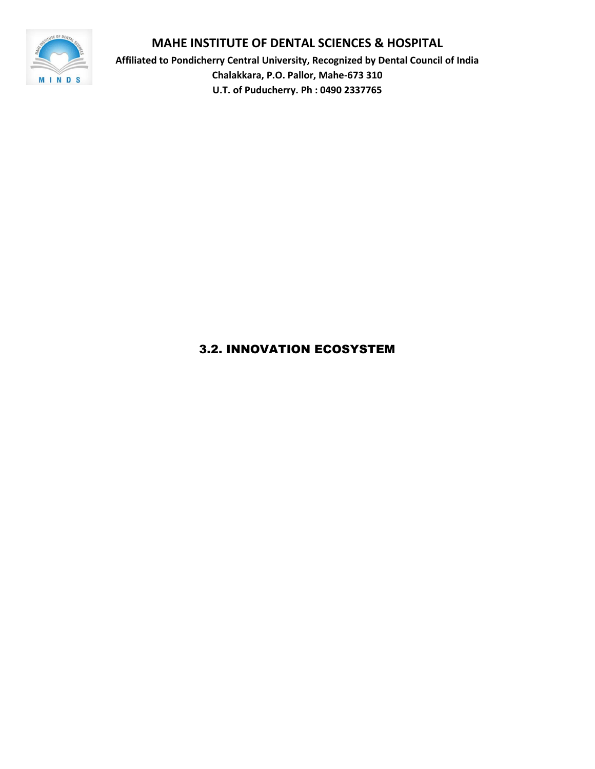# MAHE INSTITUTE OF DENTAL SCIENCES & HOSPITAL

**Affiliated to Pondicherry Central University, Recognized by Dental Council of India**

**Chalakkara, P.O. Pallor, Mahe-673 310**

**U.T. of Puducherry. Ph : 0490 2337765**

## 3.2. INNOVATION ECOSYSTEM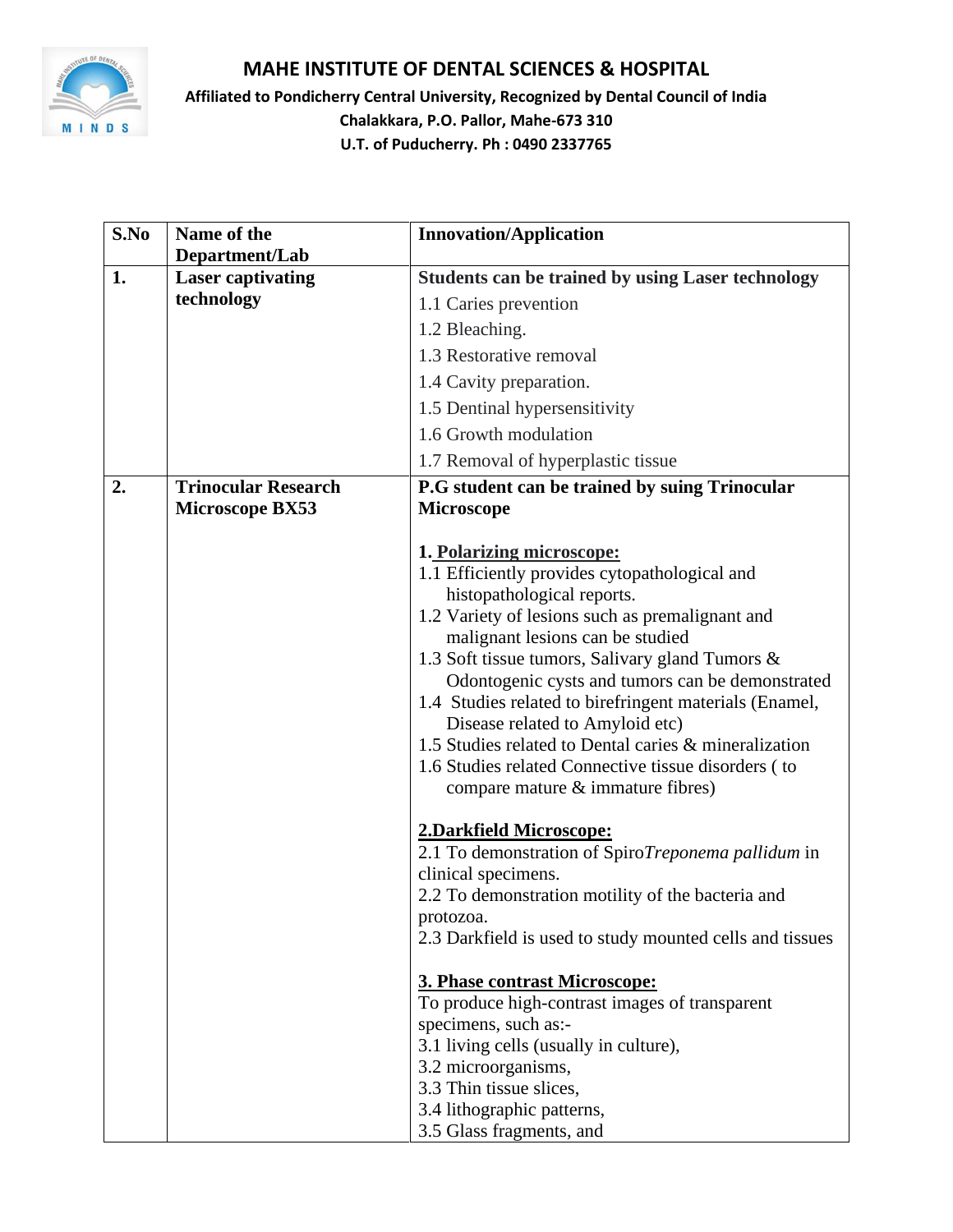# MAHE INSTITUTE OF DENTAL SCIENCES & HOSPITAL

**Affiliated to Pondicherry Central University, Recognized by Dental Council of India**
**Chalakkara, P.O. Pallor, Mahe-673 310**
**U.T. of Puducherry. Ph : 0490 2337765**

| S.No | Name of the Department/Lab | Innovation/Application |
|---|---|---|
| **1.** | **Laser captivating technology** | **Students can be trained by using Laser technology**<br>1.1 Caries prevention<br>1.2 Bleaching.<br>1.3 Restorative removal<br>1.4 Cavity preparation.<br>1.5 Dentinal hypersensitivity<br>1.6 Growth modulation<br>1.7 Removal of hyperplastic tissue |
| **2.** | **Trinocular Research Microscope BX53** | **P.G student can be trained by suing Trinocular Microscope**<br><br>**1. <u>Polarizing microscope:</u>**<br>1.1 Efficiently provides cytopathological and histopathological reports.<br>1.2 Variety of lesions such as premalignant and malignant lesions can be studied<br>1.3 Soft tissue tumors, Salivary gland Tumors & Odontogenic cysts and tumors can be demonstrated<br>1.4 Studies related to birefringent materials (Enamel, Disease related to Amyloid etc)<br>1.5 Studies related to Dental caries & mineralization<br>1.6 Studies related Connective tissue disorders ( to compare mature & immature fibres)<br><br>**<u>2.Darkfield Microscope:</u>**<br>2.1 To demonstration of Spiro*Treponema pallidum* in clinical specimens.<br>2.2 To demonstration motility of the bacteria and protozoa.<br>2.3 Darkfield is used to study mounted cells and tissues<br><br>**<u>3. Phase contrast Microscope:</u>**<br>To produce high-contrast images of transparent specimens, such as:-<br>3.1 living cells (usually in culture),<br>3.2 microorganisms,<br>3.3 Thin tissue slices,<br>3.4 lithographic patterns,<br>3.5 Glass fragments, and |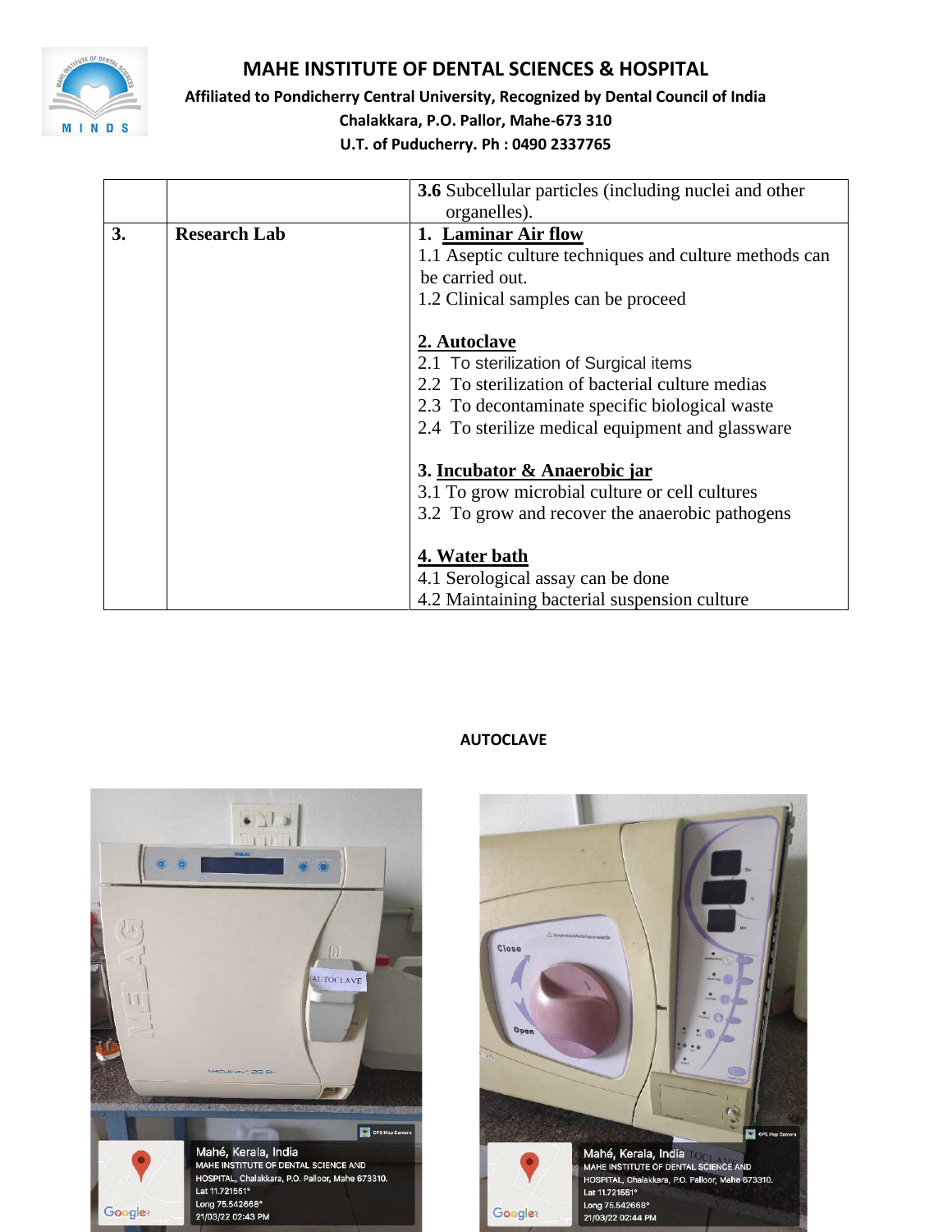| | | 3.6 Subcellular particles (including nuclei and other organelles). |
|---|---|---|
| **3.** | **Research Lab** | **1. Laminar Air flow**<br>1.1 Aseptic culture techniques and culture methods can be carried out.<br>1.2 Clinical samples can be proceed<br><br>**2. Autoclave**<br>2.1 To sterilization of Surgical items<br>2.2 To sterilization of bacterial culture medias<br>2.3 To decontaminate specific biological waste<br>2.4 To sterilize medical equipment and glassware<br><br>**3. Incubator & Anaerobic jar**<br>3.1 To grow microbial culture or cell cultures<br>3.2 To grow and recover the anaerobic pathogens<br><br>**4. Water bath**<br>4.1 Serological assay can be done<br>4.2 Maintaining bacterial suspension culture |

**AUTOCLAVE**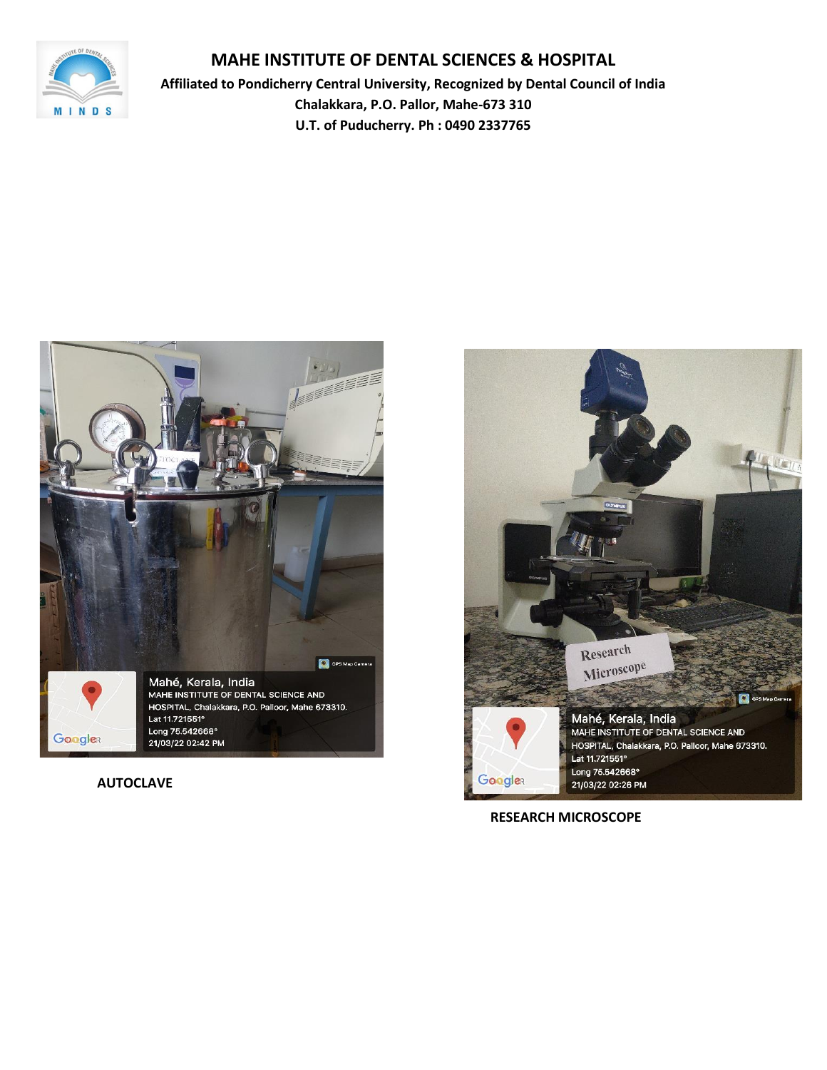# MAHE INSTITUTE OF DENTAL SCIENCES & HOSPITAL

**Affiliated to Pondicherry Central University, Recognized by Dental Council of India**

**Chalakkara, P.O. Pallor, Mahe-673 310**

**U.T. of Puducherry. Ph : 0490 2337765**

**AUTOCLAVE**

**RESEARCH MICROSCOPE**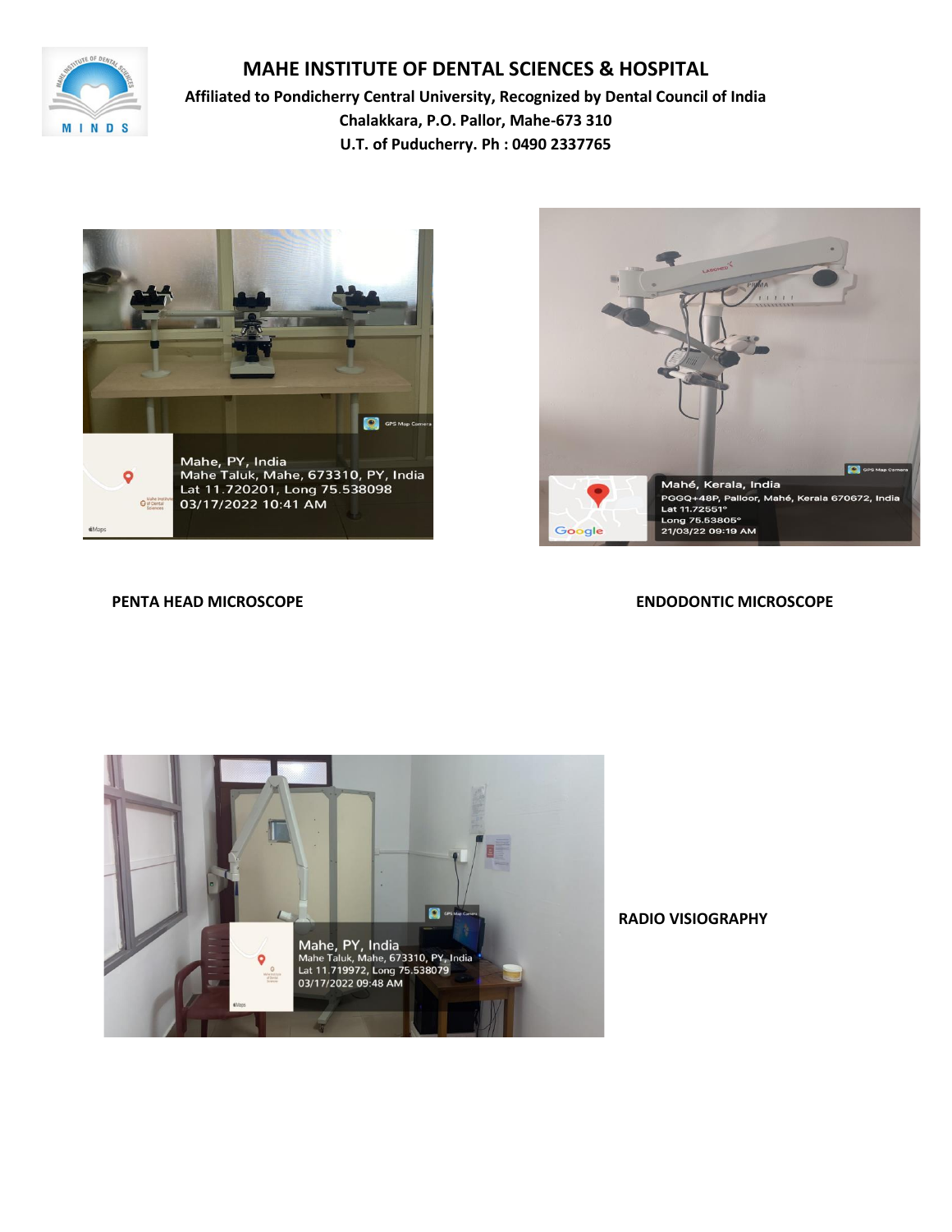# MAHE INSTITUTE OF DENTAL SCIENCES & HOSPITAL

**Affiliated to Pondicherry Central University, Recognized by Dental Council of India**
**Chalakkara, P.O. Pallor, Mahe-673 310**
**U.T. of Puducherry. Ph : 0490 2337765**

**PENTA HEAD MICROSCOPE**

**ENDODONTIC MICROSCOPE**

**RADIO VISIOGRAPHY**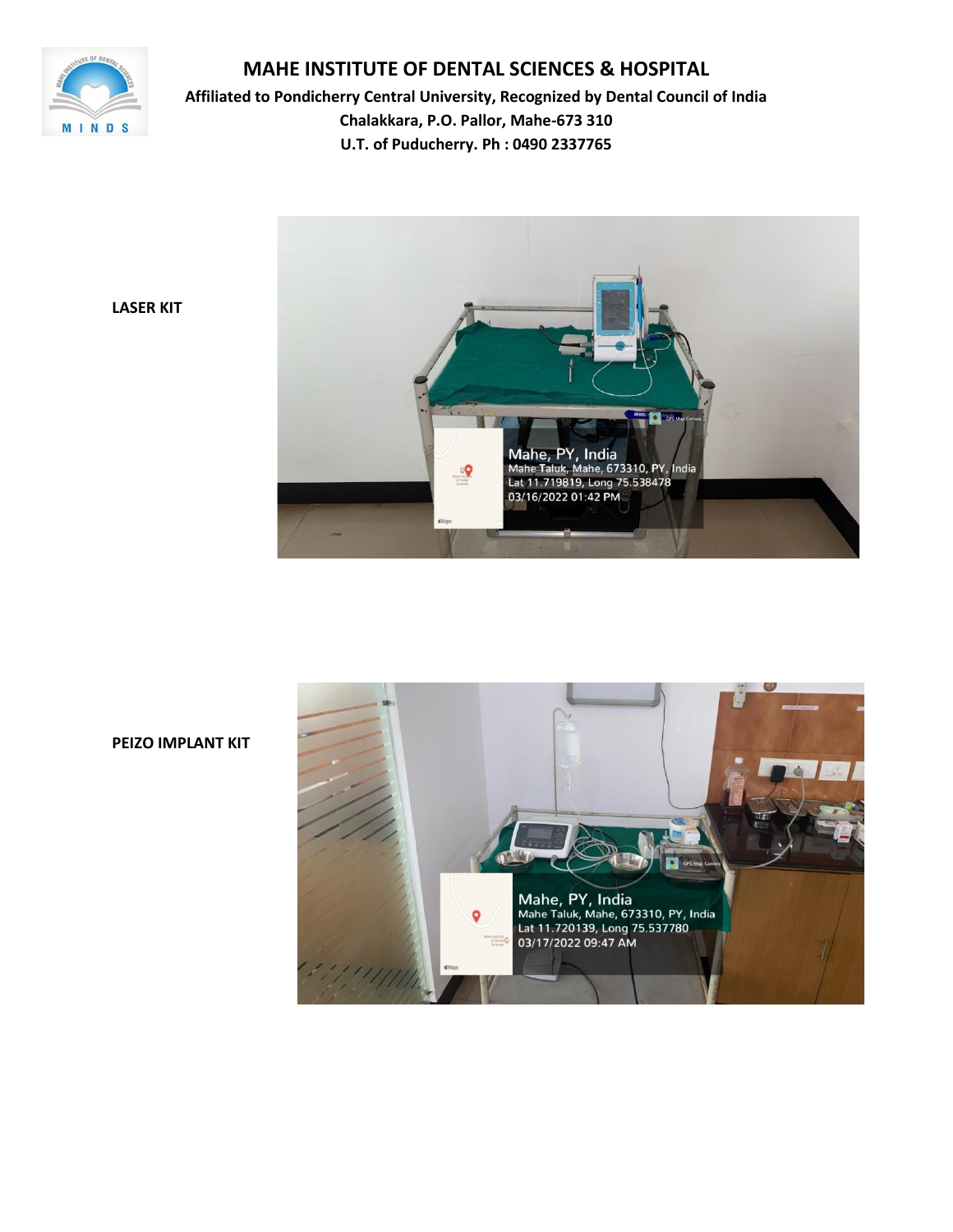# MAHE INSTITUTE OF DENTAL SCIENCES & HOSPITAL

**Affiliated to Pondicherry Central University, Recognized by Dental Council of India**
**Chalakkara, P.O. Pallor, Mahe-673 310**
**U.T. of Puducherry. Ph : 0490 2337765**

**LASER KIT**

**PEIZO IMPLANT KIT**